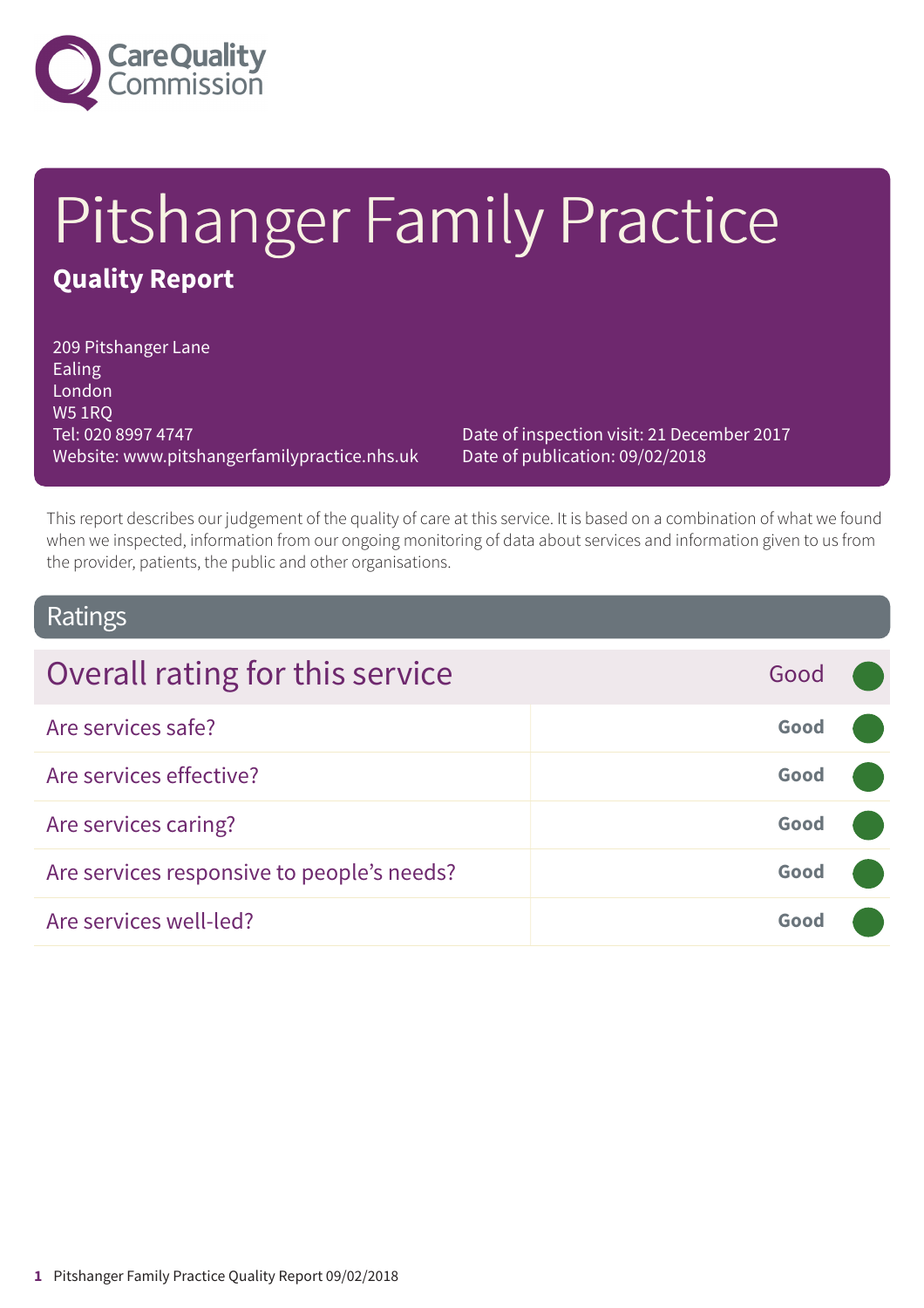# Pitshanger Family Practice

## Quality Report

209 Pitshanger Lane
Ealing
London
W5 1RQ
Tel: 020 8997 4747
Website: www.pitshangerfamilypractice.nhs.uk

Date of inspection visit: 21 December 2017
Date of publication: 09/02/2018

This report describes our judgement of the quality of care at this service. It is based on a combination of what we found when we inspected, information from our ongoing monitoring of data about services and information given to us from the provider, patients, the public and other organisations.

## Ratings

| Overall rating for this service | Good |
|---|---|
| Are services safe? | **Good** |
| Are services effective? | **Good** |
| Are services caring? | **Good** |
| Are services responsive to people's needs? | **Good** |
| Are services well-led? | **Good** |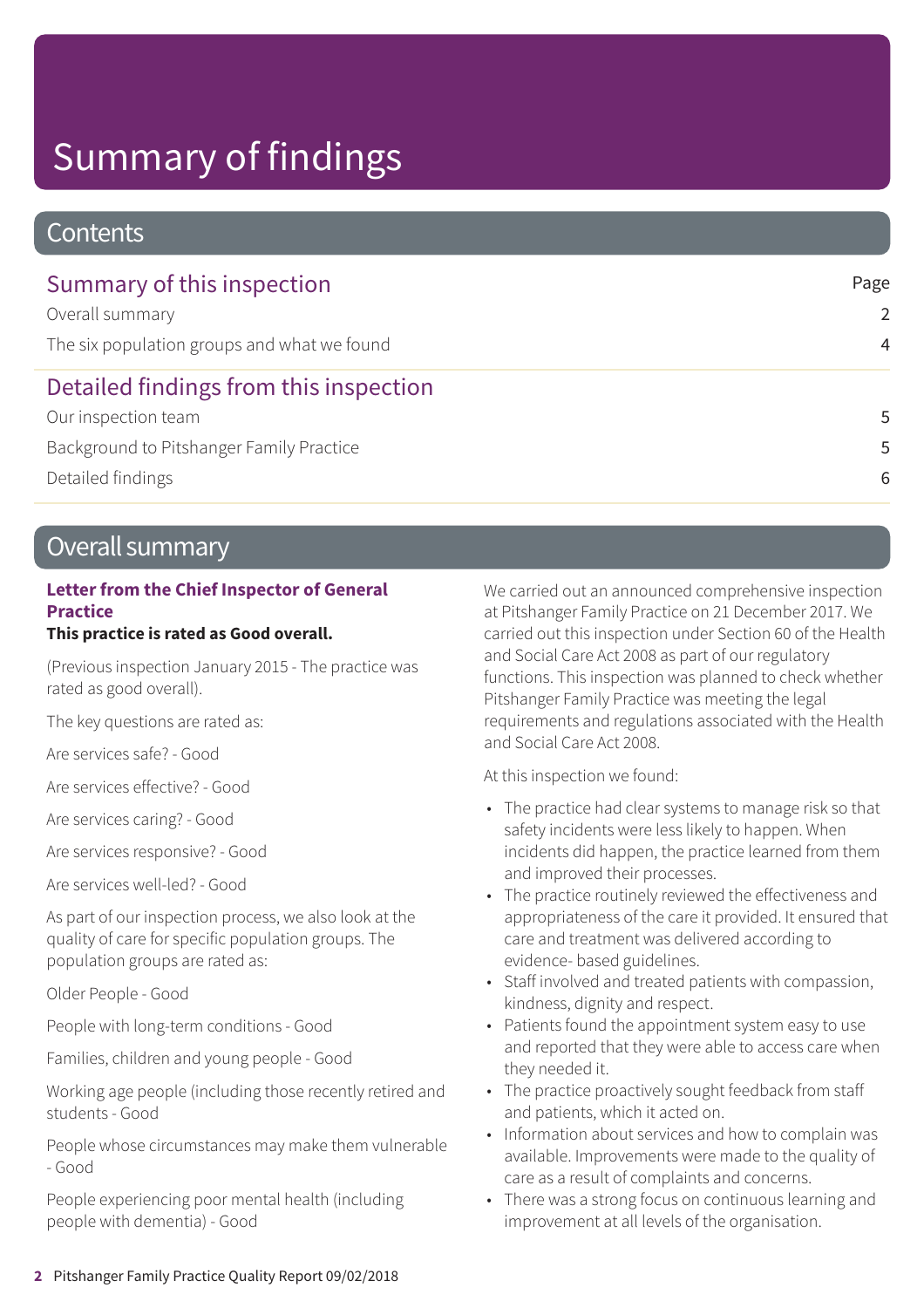# Summary of findings

## Contents

| Summary of this inspection | Page |
|---|---|
| Overall summary | 2 |
| The six population groups and what we found | 4 |
| **Detailed findings from this inspection** | |
| Our inspection team | 5 |
| Background to Pitshanger Family Practice | 5 |
| Detailed findings | 6 |

## Overall summary

### Letter from the Chief Inspector of General Practice

**This practice is rated as Good overall.**

(Previous inspection January 2015 - The practice was rated as good overall).

The key questions are rated as:

Are services safe? - Good

Are services effective? - Good

Are services caring? - Good

Are services responsive? - Good

Are services well-led? - Good

As part of our inspection process, we also look at the quality of care for specific population groups. The population groups are rated as:

Older People - Good

People with long-term conditions - Good

Families, children and young people - Good

Working age people (including those recently retired and students - Good

People whose circumstances may make them vulnerable - Good

People experiencing poor mental health (including people with dementia) - Good

We carried out an announced comprehensive inspection at Pitshanger Family Practice on 21 December 2017. We carried out this inspection under Section 60 of the Health and Social Care Act 2008 as part of our regulatory functions. This inspection was planned to check whether Pitshanger Family Practice was meeting the legal requirements and regulations associated with the Health and Social Care Act 2008.

At this inspection we found:

- The practice had clear systems to manage risk so that safety incidents were less likely to happen. When incidents did happen, the practice learned from them and improved their processes.
- The practice routinely reviewed the effectiveness and appropriateness of the care it provided. It ensured that care and treatment was delivered according to evidence- based guidelines.
- Staff involved and treated patients with compassion, kindness, dignity and respect.
- Patients found the appointment system easy to use and reported that they were able to access care when they needed it.
- The practice proactively sought feedback from staff and patients, which it acted on.
- Information about services and how to complain was available. Improvements were made to the quality of care as a result of complaints and concerns.
- There was a strong focus on continuous learning and improvement at all levels of the organisation.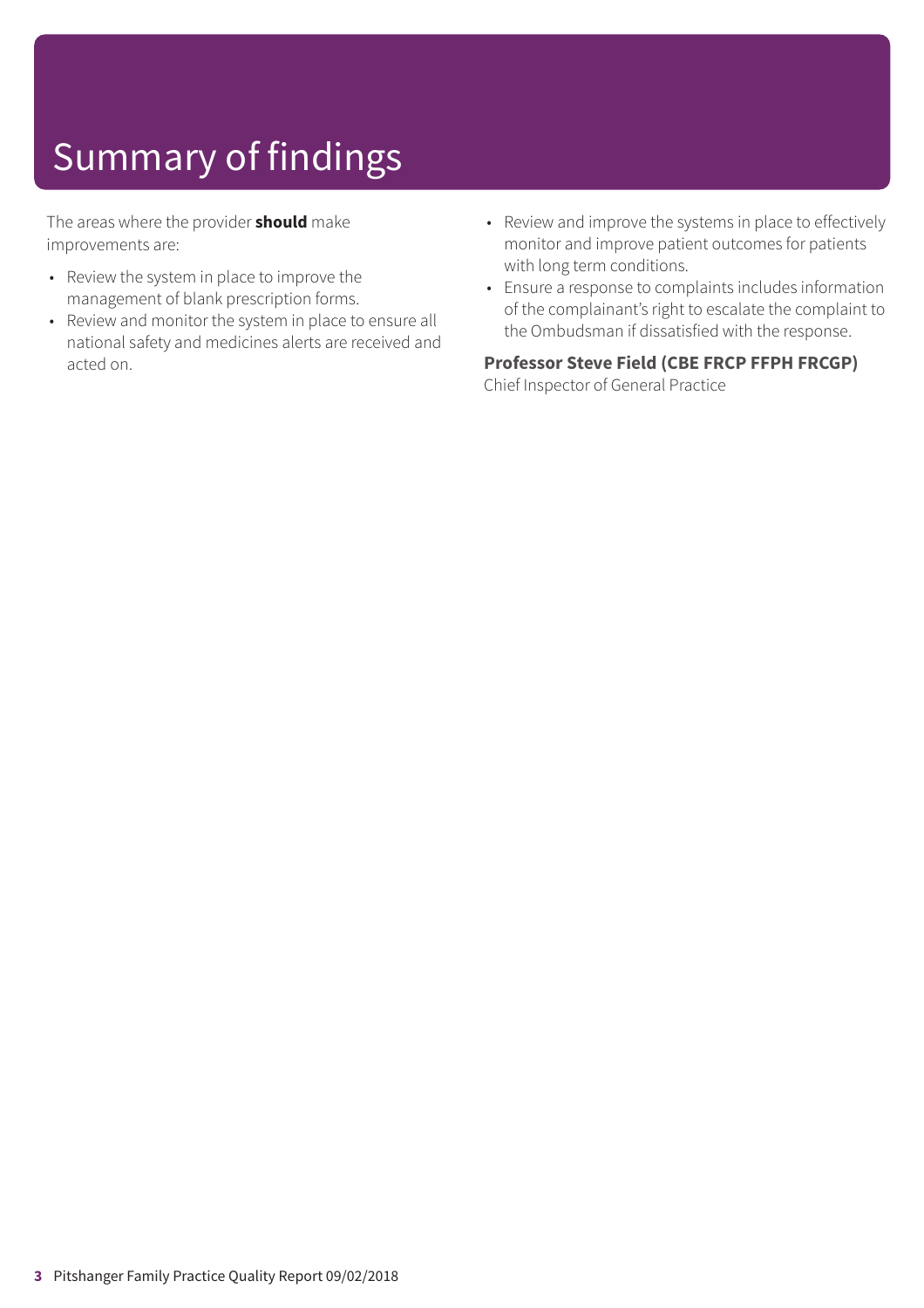# Summary of findings

The areas where the provider **should** make improvements are:

- Review the system in place to improve the management of blank prescription forms.
- Review and monitor the system in place to ensure all national safety and medicines alerts are received and acted on.
- Review and improve the systems in place to effectively monitor and improve patient outcomes for patients with long term conditions.
- Ensure a response to complaints includes information of the complainant's right to escalate the complaint to the Ombudsman if dissatisfied with the response.

**Professor Steve Field (CBE FRCP FFPH FRCGP)**
Chief Inspector of General Practice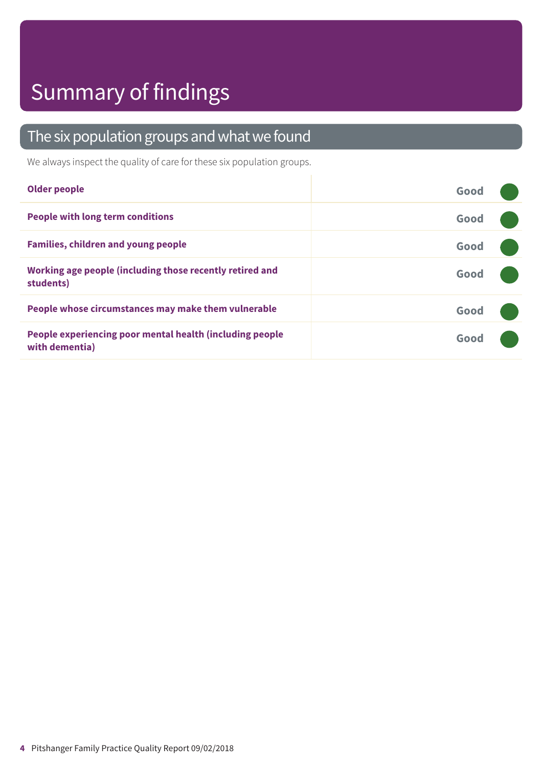# Summary of findings

## The six population groups and what we found

We always inspect the quality of care for these six population groups.

| Population group | Rating |
| --- | --- |
| **Older people** | Good |
| **People with long term conditions** | Good |
| **Families, children and young people** | Good |
| **Working age people (including those recently retired and students)** | Good |
| **People whose circumstances may make them vulnerable** | Good |
| **People experiencing poor mental health (including people with dementia)** | Good |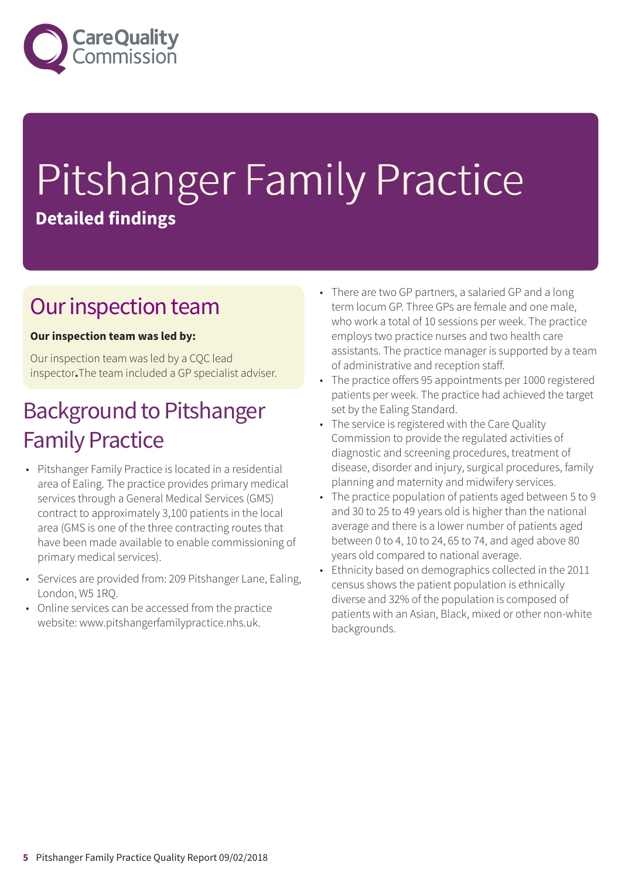# Pitshanger Family Practice

**Detailed findings**

## Our inspection team

**Our inspection team was led by:**

Our inspection team was led by a CQC lead inspector**.**The team included a GP specialist adviser.

## Background to Pitshanger Family Practice

- Pitshanger Family Practice is located in a residential area of Ealing. The practice provides primary medical services through a General Medical Services (GMS) contract to approximately 3,100 patients in the local area (GMS is one of the three contracting routes that have been made available to enable commissioning of primary medical services).
- Services are provided from: 209 Pitshanger Lane, Ealing, London, W5 1RQ.
- Online services can be accessed from the practice website: www.pitshangerfamilypractice.nhs.uk.
- There are two GP partners, a salaried GP and a long term locum GP. Three GPs are female and one male, who work a total of 10 sessions per week. The practice employs two practice nurses and two health care assistants. The practice manager is supported by a team of administrative and reception staff.
- The practice offers 95 appointments per 1000 registered patients per week. The practice had achieved the target set by the Ealing Standard.
- The service is registered with the Care Quality Commission to provide the regulated activities of diagnostic and screening procedures, treatment of disease, disorder and injury, surgical procedures, family planning and maternity and midwifery services.
- The practice population of patients aged between 5 to 9 and 30 to 25 to 49 years old is higher than the national average and there is a lower number of patients aged between 0 to 4, 10 to 24, 65 to 74, and aged above 80 years old compared to national average.
- Ethnicity based on demographics collected in the 2011 census shows the patient population is ethnically diverse and 32% of the population is composed of patients with an Asian, Black, mixed or other non-white backgrounds.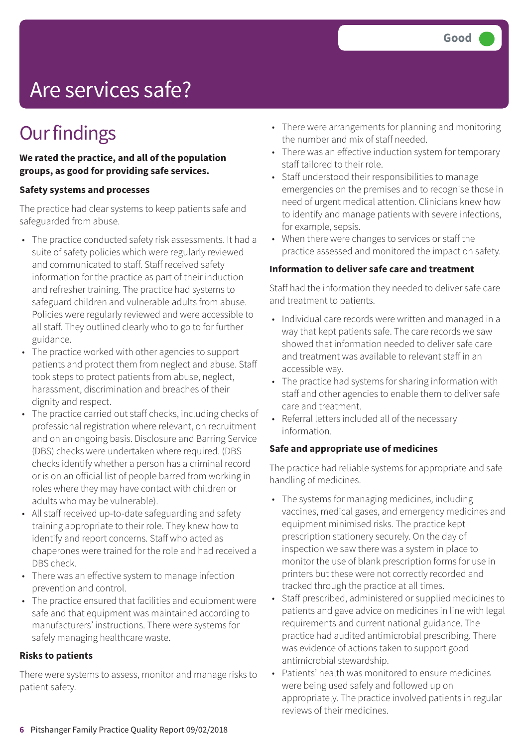Good

# Are services safe?

## Our findings

**We rated the practice, and all of the population groups, as good for providing safe services.**

### Safety systems and processes

The practice had clear systems to keep patients safe and safeguarded from abuse.

- The practice conducted safety risk assessments. It had a suite of safety policies which were regularly reviewed and communicated to staff. Staff received safety information for the practice as part of their induction and refresher training. The practice had systems to safeguard children and vulnerable adults from abuse. Policies were regularly reviewed and were accessible to all staff. They outlined clearly who to go to for further guidance.
- The practice worked with other agencies to support patients and protect them from neglect and abuse. Staff took steps to protect patients from abuse, neglect, harassment, discrimination and breaches of their dignity and respect.
- The practice carried out staff checks, including checks of professional registration where relevant, on recruitment and on an ongoing basis. Disclosure and Barring Service (DBS) checks were undertaken where required. (DBS checks identify whether a person has a criminal record or is on an official list of people barred from working in roles where they may have contact with children or adults who may be vulnerable).
- All staff received up-to-date safeguarding and safety training appropriate to their role. They knew how to identify and report concerns. Staff who acted as chaperones were trained for the role and had received a DBS check.
- There was an effective system to manage infection prevention and control.
- The practice ensured that facilities and equipment were safe and that equipment was maintained according to manufacturers' instructions. There were systems for safely managing healthcare waste.

### Risks to patients

There were systems to assess, monitor and manage risks to patient safety.

- There were arrangements for planning and monitoring the number and mix of staff needed.
- There was an effective induction system for temporary staff tailored to their role.
- Staff understood their responsibilities to manage emergencies on the premises and to recognise those in need of urgent medical attention. Clinicians knew how to identify and manage patients with severe infections, for example, sepsis.
- When there were changes to services or staff the practice assessed and monitored the impact on safety.

### Information to deliver safe care and treatment

Staff had the information they needed to deliver safe care and treatment to patients.

- Individual care records were written and managed in a way that kept patients safe. The care records we saw showed that information needed to deliver safe care and treatment was available to relevant staff in an accessible way.
- The practice had systems for sharing information with staff and other agencies to enable them to deliver safe care and treatment.
- Referral letters included all of the necessary information.

### Safe and appropriate use of medicines

The practice had reliable systems for appropriate and safe handling of medicines.

- The systems for managing medicines, including vaccines, medical gases, and emergency medicines and equipment minimised risks. The practice kept prescription stationery securely. On the day of inspection we saw there was a system in place to monitor the use of blank prescription forms for use in printers but these were not correctly recorded and tracked through the practice at all times.
- Staff prescribed, administered or supplied medicines to patients and gave advice on medicines in line with legal requirements and current national guidance. The practice had audited antimicrobial prescribing. There was evidence of actions taken to support good antimicrobial stewardship.
- Patients' health was monitored to ensure medicines were being used safely and followed up on appropriately. The practice involved patients in regular reviews of their medicines.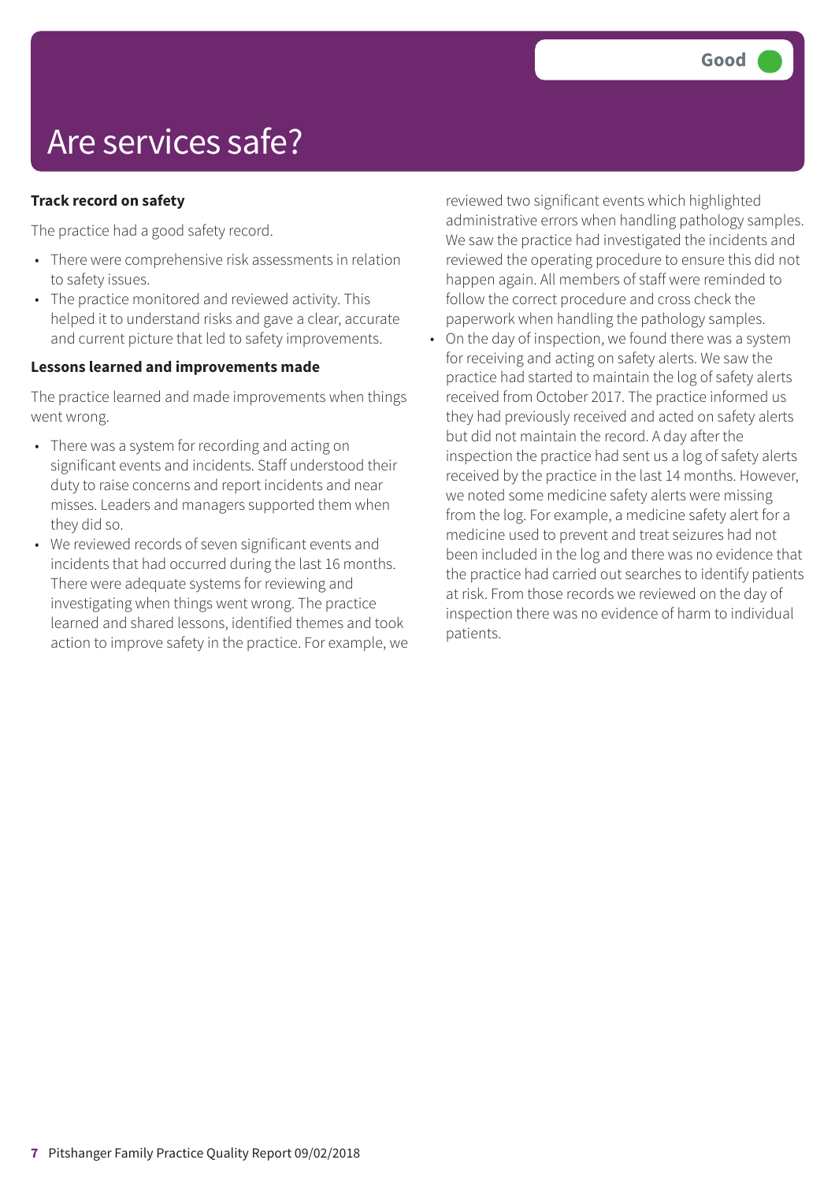# Are services safe?

Good

### Track record on safety

The practice had a good safety record.

- There were comprehensive risk assessments in relation to safety issues.
- The practice monitored and reviewed activity. This helped it to understand risks and gave a clear, accurate and current picture that led to safety improvements.

### Lessons learned and improvements made

The practice learned and made improvements when things went wrong.

- There was a system for recording and acting on significant events and incidents. Staff understood their duty to raise concerns and report incidents and near misses. Leaders and managers supported them when they did so.
- We reviewed records of seven significant events and incidents that had occurred during the last 16 months. There were adequate systems for reviewing and investigating when things went wrong. The practice learned and shared lessons, identified themes and took action to improve safety in the practice. For example, we reviewed two significant events which highlighted administrative errors when handling pathology samples. We saw the practice had investigated the incidents and reviewed the operating procedure to ensure this did not happen again. All members of staff were reminded to follow the correct procedure and cross check the paperwork when handling the pathology samples.
- On the day of inspection, we found there was a system for receiving and acting on safety alerts. We saw the practice had started to maintain the log of safety alerts received from October 2017. The practice informed us they had previously received and acted on safety alerts but did not maintain the record. A day after the inspection the practice had sent us a log of safety alerts received by the practice in the last 14 months. However, we noted some medicine safety alerts were missing from the log. For example, a medicine safety alert for a medicine used to prevent and treat seizures had not been included in the log and there was no evidence that the practice had carried out searches to identify patients at risk. From those records we reviewed on the day of inspection there was no evidence of harm to individual patients.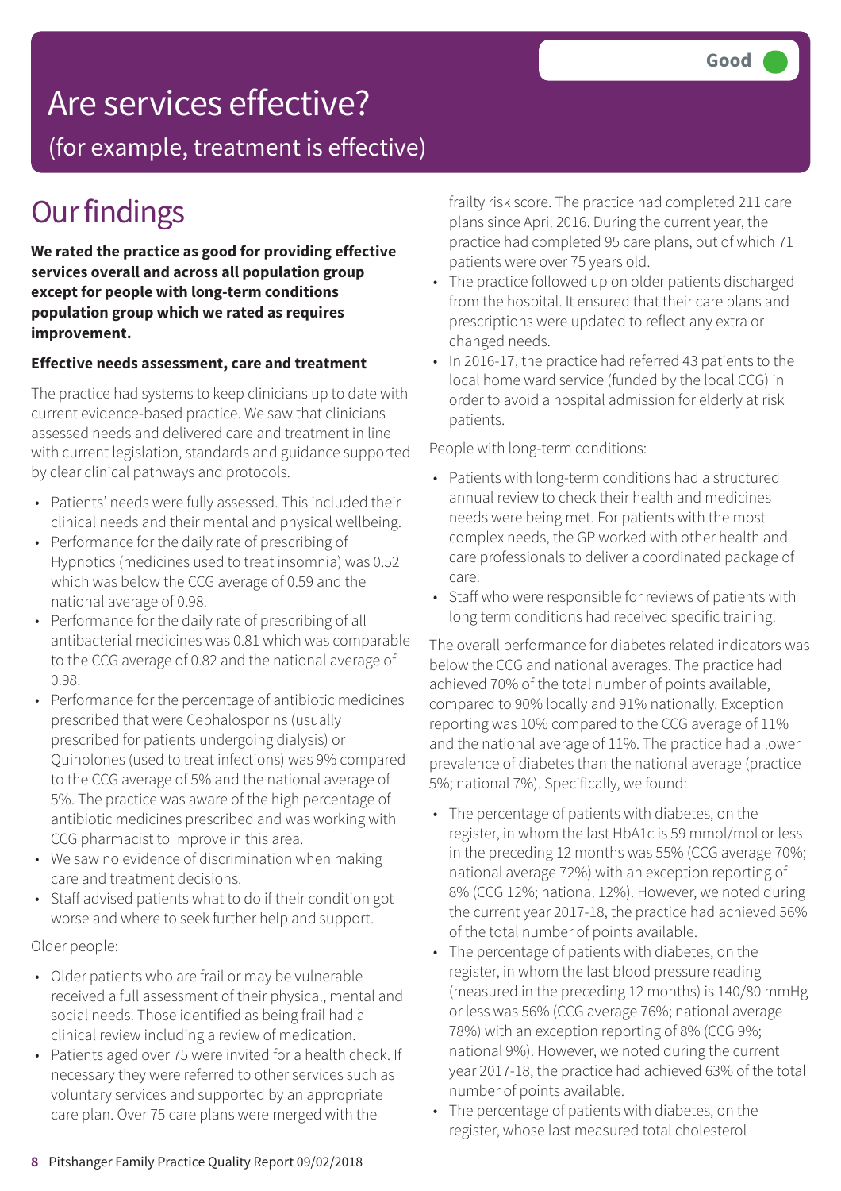# Are services effective?

(for example, treatment is effective)

**Good**

## Our findings

**We rated the practice as good for providing effective services overall and across all population group except for people with long-term conditions population group which we rated as requires improvement.**

### Effective needs assessment, care and treatment

The practice had systems to keep clinicians up to date with current evidence-based practice. We saw that clinicians assessed needs and delivered care and treatment in line with current legislation, standards and guidance supported by clear clinical pathways and protocols.

- Patients' needs were fully assessed. This included their clinical needs and their mental and physical wellbeing.
- Performance for the daily rate of prescribing of Hypnotics (medicines used to treat insomnia) was 0.52 which was below the CCG average of 0.59 and the national average of 0.98.
- Performance for the daily rate of prescribing of all antibacterial medicines was 0.81 which was comparable to the CCG average of 0.82 and the national average of 0.98.
- Performance for the percentage of antibiotic medicines prescribed that were Cephalosporins (usually prescribed for patients undergoing dialysis) or Quinolones (used to treat infections) was 9% compared to the CCG average of 5% and the national average of 5%. The practice was aware of the high percentage of antibiotic medicines prescribed and was working with CCG pharmacist to improve in this area.
- We saw no evidence of discrimination when making care and treatment decisions.
- Staff advised patients what to do if their condition got worse and where to seek further help and support.

Older people:

- Older patients who are frail or may be vulnerable received a full assessment of their physical, mental and social needs. Those identified as being frail had a clinical review including a review of medication.
- Patients aged over 75 were invited for a health check. If necessary they were referred to other services such as voluntary services and supported by an appropriate care plan. Over 75 care plans were merged with the frailty risk score. The practice had completed 211 care plans since April 2016. During the current year, the practice had completed 95 care plans, out of which 71 patients were over 75 years old.
- The practice followed up on older patients discharged from the hospital. It ensured that their care plans and prescriptions were updated to reflect any extra or changed needs.
- In 2016-17, the practice had referred 43 patients to the local home ward service (funded by the local CCG) in order to avoid a hospital admission for elderly at risk patients.

People with long-term conditions:

- Patients with long-term conditions had a structured annual review to check their health and medicines needs were being met. For patients with the most complex needs, the GP worked with other health and care professionals to deliver a coordinated package of care.
- Staff who were responsible for reviews of patients with long term conditions had received specific training.

The overall performance for diabetes related indicators was below the CCG and national averages. The practice had achieved 70% of the total number of points available, compared to 90% locally and 91% nationally. Exception reporting was 10% compared to the CCG average of 11% and the national average of 11%. The practice had a lower prevalence of diabetes than the national average (practice 5%; national 7%). Specifically, we found:

- The percentage of patients with diabetes, on the register, in whom the last HbA1c is 59 mmol/mol or less in the preceding 12 months was 55% (CCG average 70%; national average 72%) with an exception reporting of 8% (CCG 12%; national 12%). However, we noted during the current year 2017-18, the practice had achieved 56% of the total number of points available.
- The percentage of patients with diabetes, on the register, in whom the last blood pressure reading (measured in the preceding 12 months) is 140/80 mmHg or less was 56% (CCG average 76%; national average 78%) with an exception reporting of 8% (CCG 9%; national 9%). However, we noted during the current year 2017-18, the practice had achieved 63% of the total number of points available.
- The percentage of patients with diabetes, on the register, whose last measured total cholesterol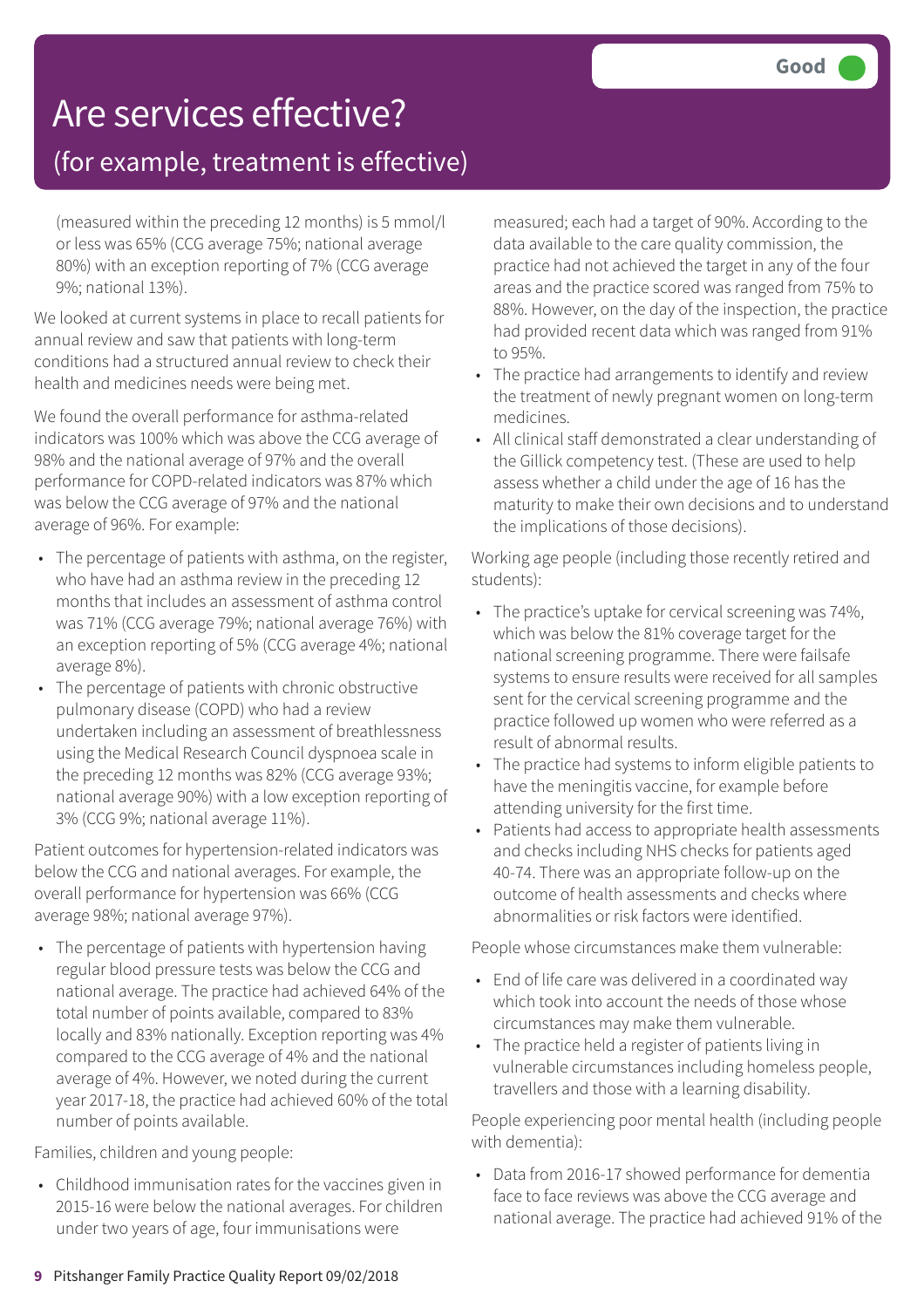# Are services effective?

## (for example, treatment is effective)

Good

- (measured within the preceding 12 months) is 5 mmol/l or less was 65% (CCG average 75%; national average 80%) with an exception reporting of 7% (CCG average 9%; national 13%).

We looked at current systems in place to recall patients for annual review and saw that patients with long-term conditions had a structured annual review to check their health and medicines needs were being met.

We found the overall performance for asthma-related indicators was 100% which was above the CCG average of 98% and the national average of 97% and the overall performance for COPD-related indicators was 87% which was below the CCG average of 97% and the national average of 96%. For example:

- The percentage of patients with asthma, on the register, who have had an asthma review in the preceding 12 months that includes an assessment of asthma control was 71% (CCG average 79%; national average 76%) with an exception reporting of 5% (CCG average 4%; national average 8%).
- The percentage of patients with chronic obstructive pulmonary disease (COPD) who had a review undertaken including an assessment of breathlessness using the Medical Research Council dyspnoea scale in the preceding 12 months was 82% (CCG average 93%; national average 90%) with a low exception reporting of 3% (CCG 9%; national average 11%).

Patient outcomes for hypertension-related indicators was below the CCG and national averages. For example, the overall performance for hypertension was 66% (CCG average 98%; national average 97%).

- The percentage of patients with hypertension having regular blood pressure tests was below the CCG and national average. The practice had achieved 64% of the total number of points available, compared to 83% locally and 83% nationally. Exception reporting was 4% compared to the CCG average of 4% and the national average of 4%. However, we noted during the current year 2017-18, the practice had achieved 60% of the total number of points available.

Families, children and young people:

- Childhood immunisation rates for the vaccines given in 2015-16 were below the national averages. For children under two years of age, four immunisations were measured; each had a target of 90%. According to the data available to the care quality commission, the practice had not achieved the target in any of the four areas and the practice scored was ranged from 75% to 88%. However, on the day of the inspection, the practice had provided recent data which was ranged from 91% to 95%.
- The practice had arrangements to identify and review the treatment of newly pregnant women on long-term medicines.
- All clinical staff demonstrated a clear understanding of the Gillick competency test. (These are used to help assess whether a child under the age of 16 has the maturity to make their own decisions and to understand the implications of those decisions).

Working age people (including those recently retired and students):

- The practice's uptake for cervical screening was 74%, which was below the 81% coverage target for the national screening programme. There were failsafe systems to ensure results were received for all samples sent for the cervical screening programme and the practice followed up women who were referred as a result of abnormal results.
- The practice had systems to inform eligible patients to have the meningitis vaccine, for example before attending university for the first time.
- Patients had access to appropriate health assessments and checks including NHS checks for patients aged 40-74. There was an appropriate follow-up on the outcome of health assessments and checks where abnormalities or risk factors were identified.

People whose circumstances make them vulnerable:

- End of life care was delivered in a coordinated way which took into account the needs of those whose circumstances may make them vulnerable.
- The practice held a register of patients living in vulnerable circumstances including homeless people, travellers and those with a learning disability.

People experiencing poor mental health (including people with dementia):

- Data from 2016-17 showed performance for dementia face to face reviews was above the CCG average and national average. The practice had achieved 91% of the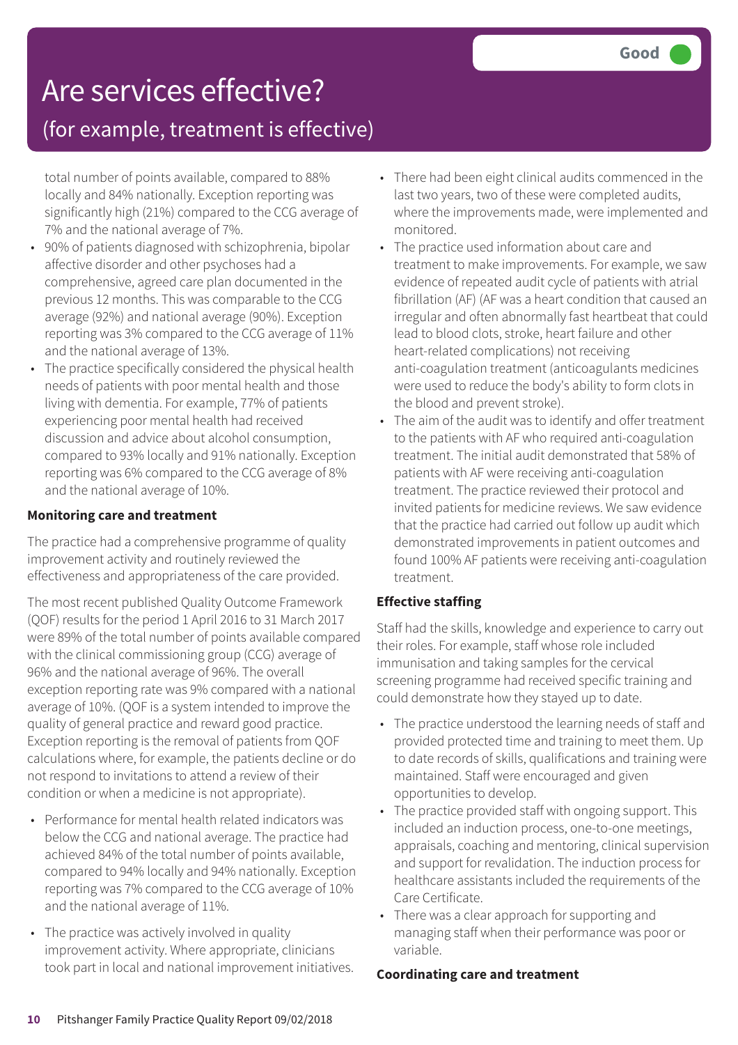# Are services effective?

## (for example, treatment is effective)

**Good**

total number of points available, compared to 88% locally and 84% nationally. Exception reporting was significantly high (21%) compared to the CCG average of 7% and the national average of 7%.

- 90% of patients diagnosed with schizophrenia, bipolar affective disorder and other psychoses had a comprehensive, agreed care plan documented in the previous 12 months. This was comparable to the CCG average (92%) and national average (90%). Exception reporting was 3% compared to the CCG average of 11% and the national average of 13%.
- The practice specifically considered the physical health needs of patients with poor mental health and those living with dementia. For example, 77% of patients experiencing poor mental health had received discussion and advice about alcohol consumption, compared to 93% locally and 91% nationally. Exception reporting was 6% compared to the CCG average of 8% and the national average of 10%.

**Monitoring care and treatment**

The practice had a comprehensive programme of quality improvement activity and routinely reviewed the effectiveness and appropriateness of the care provided.

The most recent published Quality Outcome Framework (QOF) results for the period 1 April 2016 to 31 March 2017 were 89% of the total number of points available compared with the clinical commissioning group (CCG) average of 96% and the national average of 96%. The overall exception reporting rate was 9% compared with a national average of 10%. (QOF is a system intended to improve the quality of general practice and reward good practice. Exception reporting is the removal of patients from QOF calculations where, for example, the patients decline or do not respond to invitations to attend a review of their condition or when a medicine is not appropriate).

- Performance for mental health related indicators was below the CCG and national average. The practice had achieved 84% of the total number of points available, compared to 94% locally and 94% nationally. Exception reporting was 7% compared to the CCG average of 10% and the national average of 11%.
- The practice was actively involved in quality improvement activity. Where appropriate, clinicians took part in local and national improvement initiatives.
- There had been eight clinical audits commenced in the last two years, two of these were completed audits, where the improvements made, were implemented and monitored.
- The practice used information about care and treatment to make improvements. For example, we saw evidence of repeated audit cycle of patients with atrial fibrillation (AF) (AF was a heart condition that caused an irregular and often abnormally fast heartbeat that could lead to blood clots, stroke, heart failure and other heart-related complications) not receiving anti-coagulation treatment (anticoagulants medicines were used to reduce the body's ability to form clots in the blood and prevent stroke).
- The aim of the audit was to identify and offer treatment to the patients with AF who required anti-coagulation treatment. The initial audit demonstrated that 58% of patients with AF were receiving anti-coagulation treatment. The practice reviewed their protocol and invited patients for medicine reviews. We saw evidence that the practice had carried out follow up audit which demonstrated improvements in patient outcomes and found 100% AF patients were receiving anti-coagulation treatment.

**Effective staffing**

Staff had the skills, knowledge and experience to carry out their roles. For example, staff whose role included immunisation and taking samples for the cervical screening programme had received specific training and could demonstrate how they stayed up to date.

- The practice understood the learning needs of staff and provided protected time and training to meet them. Up to date records of skills, qualifications and training were maintained. Staff were encouraged and given opportunities to develop.
- The practice provided staff with ongoing support. This included an induction process, one-to-one meetings, appraisals, coaching and mentoring, clinical supervision and support for revalidation. The induction process for healthcare assistants included the requirements of the Care Certificate.
- There was a clear approach for supporting and managing staff when their performance was poor or variable.

**Coordinating care and treatment**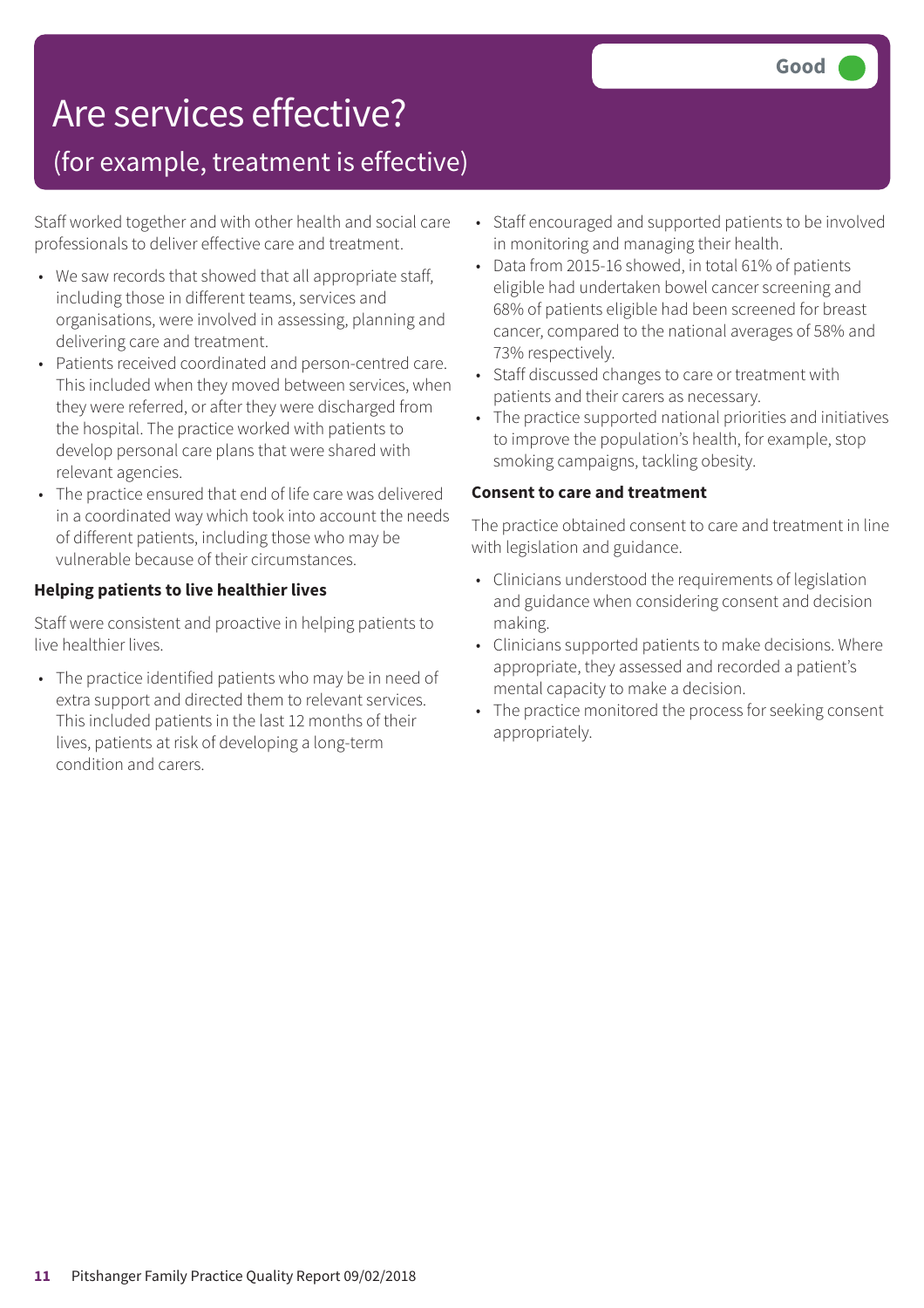# Are services effective?

## (for example, treatment is effective)

Good

Staff worked together and with other health and social care professionals to deliver effective care and treatment.

- We saw records that showed that all appropriate staff, including those in different teams, services and organisations, were involved in assessing, planning and delivering care and treatment.
- Patients received coordinated and person-centred care. This included when they moved between services, when they were referred, or after they were discharged from the hospital. The practice worked with patients to develop personal care plans that were shared with relevant agencies.
- The practice ensured that end of life care was delivered in a coordinated way which took into account the needs of different patients, including those who may be vulnerable because of their circumstances.

**Helping patients to live healthier lives**

Staff were consistent and proactive in helping patients to live healthier lives.

- The practice identified patients who may be in need of extra support and directed them to relevant services. This included patients in the last 12 months of their lives, patients at risk of developing a long-term condition and carers.
- Staff encouraged and supported patients to be involved in monitoring and managing their health.
- Data from 2015-16 showed, in total 61% of patients eligible had undertaken bowel cancer screening and 68% of patients eligible had been screened for breast cancer, compared to the national averages of 58% and 73% respectively.
- Staff discussed changes to care or treatment with patients and their carers as necessary.
- The practice supported national priorities and initiatives to improve the population's health, for example, stop smoking campaigns, tackling obesity.

**Consent to care and treatment**

The practice obtained consent to care and treatment in line with legislation and guidance.

- Clinicians understood the requirements of legislation and guidance when considering consent and decision making.
- Clinicians supported patients to make decisions. Where appropriate, they assessed and recorded a patient's mental capacity to make a decision.
- The practice monitored the process for seeking consent appropriately.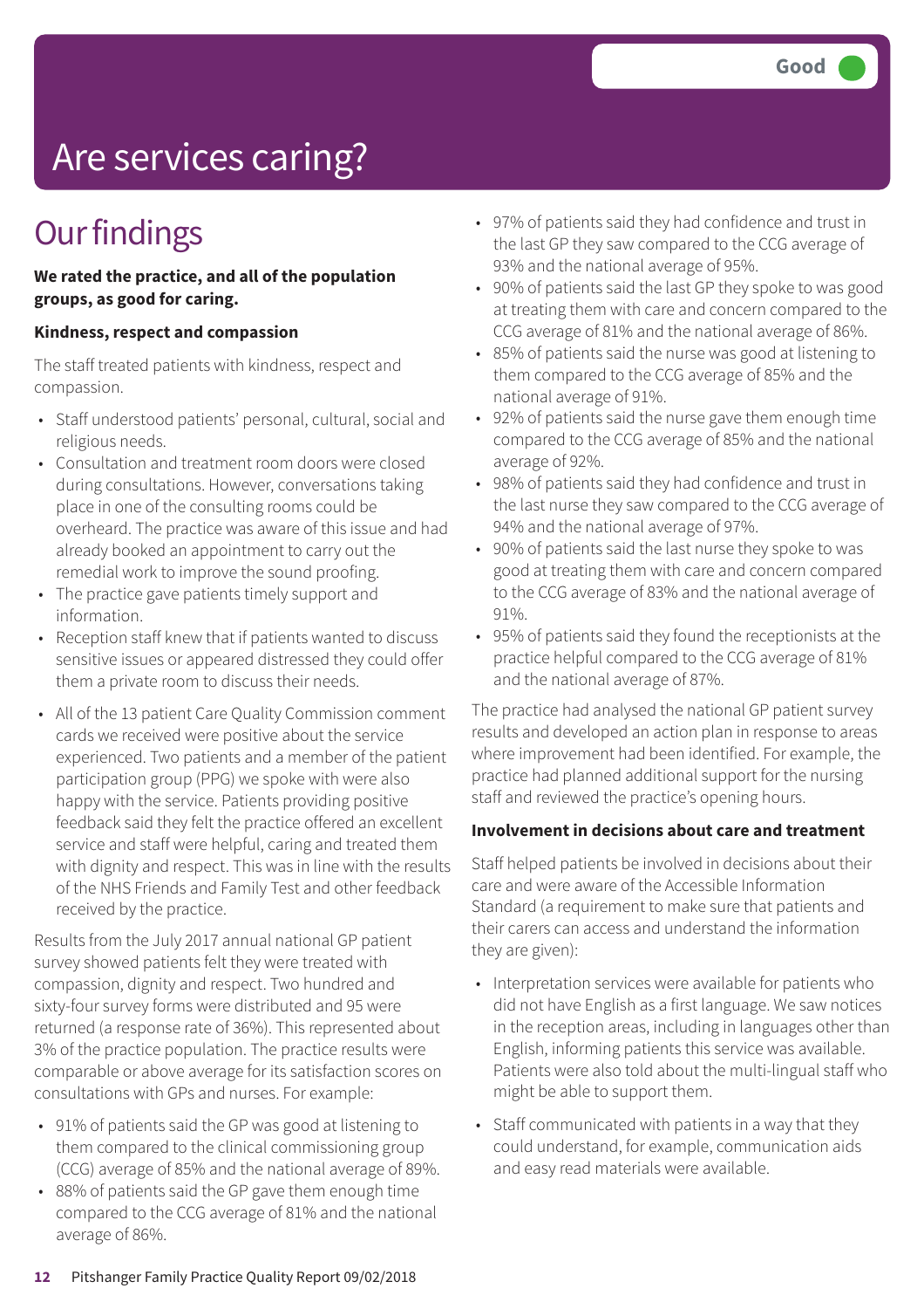Good

# Are services caring?

## Our findings

**We rated the practice, and all of the population groups, as good for caring.**

**Kindness, respect and compassion**

The staff treated patients with kindness, respect and compassion.

- Staff understood patients' personal, cultural, social and religious needs.
- Consultation and treatment room doors were closed during consultations. However, conversations taking place in one of the consulting rooms could be overheard. The practice was aware of this issue and had already booked an appointment to carry out the remedial work to improve the sound proofing.
- The practice gave patients timely support and information.
- Reception staff knew that if patients wanted to discuss sensitive issues or appeared distressed they could offer them a private room to discuss their needs.
- All of the 13 patient Care Quality Commission comment cards we received were positive about the service experienced. Two patients and a member of the patient participation group (PPG) we spoke with were also happy with the service. Patients providing positive feedback said they felt the practice offered an excellent service and staff were helpful, caring and treated them with dignity and respect. This was in line with the results of the NHS Friends and Family Test and other feedback received by the practice.

Results from the July 2017 annual national GP patient survey showed patients felt they were treated with compassion, dignity and respect. Two hundred and sixty-four survey forms were distributed and 95 were returned (a response rate of 36%). This represented about 3% of the practice population. The practice results were comparable or above average for its satisfaction scores on consultations with GPs and nurses. For example:

- 91% of patients said the GP was good at listening to them compared to the clinical commissioning group (CCG) average of 85% and the national average of 89%.
- 88% of patients said the GP gave them enough time compared to the CCG average of 81% and the national average of 86%.
- 97% of patients said they had confidence and trust in the last GP they saw compared to the CCG average of 93% and the national average of 95%.
- 90% of patients said the last GP they spoke to was good at treating them with care and concern compared to the CCG average of 81% and the national average of 86%.
- 85% of patients said the nurse was good at listening to them compared to the CCG average of 85% and the national average of 91%.
- 92% of patients said the nurse gave them enough time compared to the CCG average of 85% and the national average of 92%.
- 98% of patients said they had confidence and trust in the last nurse they saw compared to the CCG average of 94% and the national average of 97%.
- 90% of patients said the last nurse they spoke to was good at treating them with care and concern compared to the CCG average of 83% and the national average of 91%.
- 95% of patients said they found the receptionists at the practice helpful compared to the CCG average of 81% and the national average of 87%.

The practice had analysed the national GP patient survey results and developed an action plan in response to areas where improvement had been identified. For example, the practice had planned additional support for the nursing staff and reviewed the practice's opening hours.

**Involvement in decisions about care and treatment**

Staff helped patients be involved in decisions about their care and were aware of the Accessible Information Standard (a requirement to make sure that patients and their carers can access and understand the information they are given):

- Interpretation services were available for patients who did not have English as a first language. We saw notices in the reception areas, including in languages other than English, informing patients this service was available. Patients were also told about the multi-lingual staff who might be able to support them.
- Staff communicated with patients in a way that they could understand, for example, communication aids and easy read materials were available.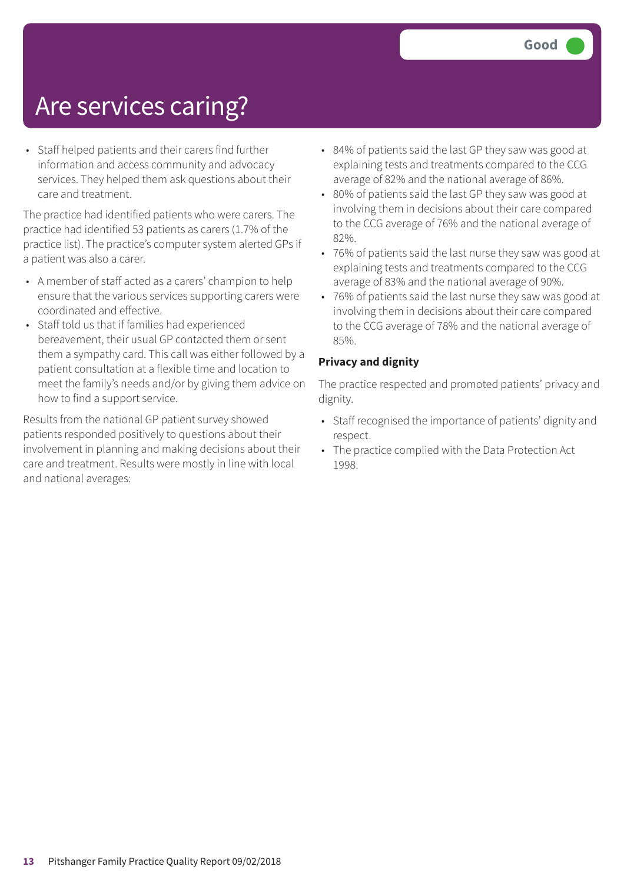# Are services caring?

Good

- Staff helped patients and their carers find further information and access community and advocacy services. They helped them ask questions about their care and treatment.

The practice had identified patients who were carers. The practice had identified 53 patients as carers (1.7% of the practice list). The practice's computer system alerted GPs if a patient was also a carer.

- A member of staff acted as a carers' champion to help ensure that the various services supporting carers were coordinated and effective.
- Staff told us that if families had experienced bereavement, their usual GP contacted them or sent them a sympathy card. This call was either followed by a patient consultation at a flexible time and location to meet the family's needs and/or by giving them advice on how to find a support service.

Results from the national GP patient survey showed patients responded positively to questions about their involvement in planning and making decisions about their care and treatment. Results were mostly in line with local and national averages:

- 84% of patients said the last GP they saw was good at explaining tests and treatments compared to the CCG average of 82% and the national average of 86%.
- 80% of patients said the last GP they saw was good at involving them in decisions about their care compared to the CCG average of 76% and the national average of 82%.
- 76% of patients said the last nurse they saw was good at explaining tests and treatments compared to the CCG average of 83% and the national average of 90%.
- 76% of patients said the last nurse they saw was good at involving them in decisions about their care compared to the CCG average of 78% and the national average of 85%.

**Privacy and dignity**

The practice respected and promoted patients' privacy and dignity.

- Staff recognised the importance of patients' dignity and respect.
- The practice complied with the Data Protection Act 1998.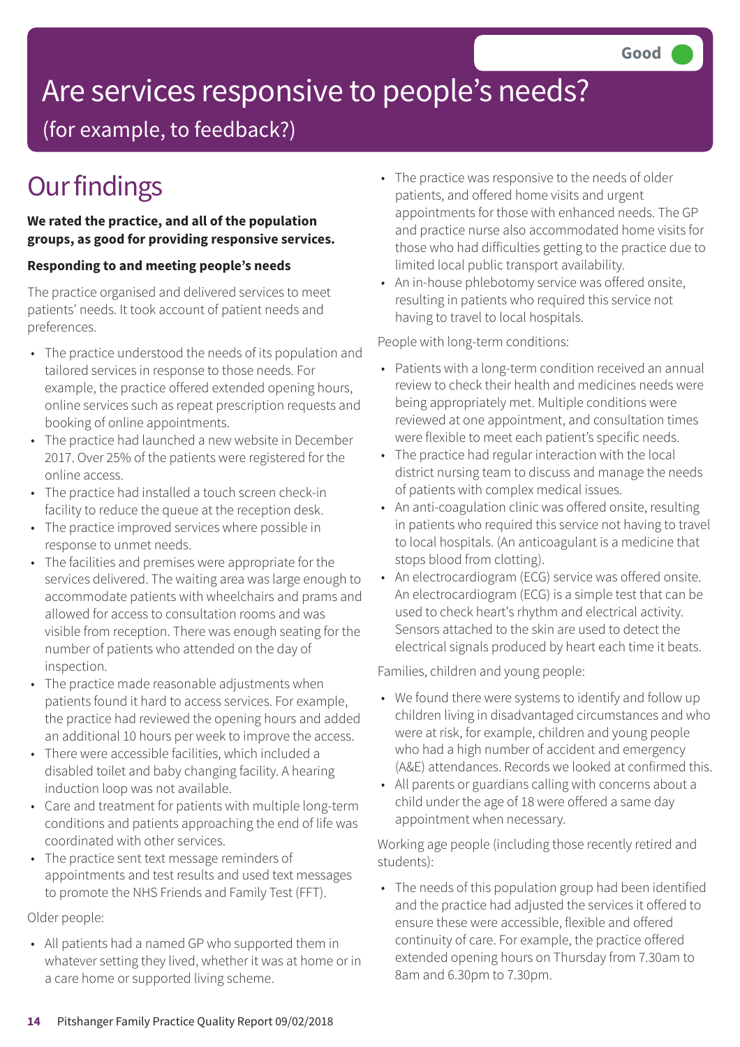Good

# Are services responsive to people's needs?

## (for example, to feedback?)

# Our findings

**We rated the practice, and all of the population groups, as good for providing responsive services.**

**Responding to and meeting people's needs**

The practice organised and delivered services to meet patients' needs. It took account of patient needs and preferences.

- The practice understood the needs of its population and tailored services in response to those needs. For example, the practice offered extended opening hours, online services such as repeat prescription requests and booking of online appointments.
- The practice had launched a new website in December 2017. Over 25% of the patients were registered for the online access.
- The practice had installed a touch screen check-in facility to reduce the queue at the reception desk.
- The practice improved services where possible in response to unmet needs.
- The facilities and premises were appropriate for the services delivered. The waiting area was large enough to accommodate patients with wheelchairs and prams and allowed for access to consultation rooms and was visible from reception. There was enough seating for the number of patients who attended on the day of inspection.
- The practice made reasonable adjustments when patients found it hard to access services. For example, the practice had reviewed the opening hours and added an additional 10 hours per week to improve the access.
- There were accessible facilities, which included a disabled toilet and baby changing facility. A hearing induction loop was not available.
- Care and treatment for patients with multiple long-term conditions and patients approaching the end of life was coordinated with other services.
- The practice sent text message reminders of appointments and test results and used text messages to promote the NHS Friends and Family Test (FFT).

Older people:

- All patients had a named GP who supported them in whatever setting they lived, whether it was at home or in a care home or supported living scheme.
- The practice was responsive to the needs of older patients, and offered home visits and urgent appointments for those with enhanced needs. The GP and practice nurse also accommodated home visits for those who had difficulties getting to the practice due to limited local public transport availability.
- An in-house phlebotomy service was offered onsite, resulting in patients who required this service not having to travel to local hospitals.

People with long-term conditions:

- Patients with a long-term condition received an annual review to check their health and medicines needs were being appropriately met. Multiple conditions were reviewed at one appointment, and consultation times were flexible to meet each patient's specific needs.
- The practice had regular interaction with the local district nursing team to discuss and manage the needs of patients with complex medical issues.
- An anti-coagulation clinic was offered onsite, resulting in patients who required this service not having to travel to local hospitals. (An anticoagulant is a medicine that stops blood from clotting).
- An electrocardiogram (ECG) service was offered onsite. An electrocardiogram (ECG) is a simple test that can be used to check heart's rhythm and electrical activity. Sensors attached to the skin are used to detect the electrical signals produced by heart each time it beats.

Families, children and young people:

- We found there were systems to identify and follow up children living in disadvantaged circumstances and who were at risk, for example, children and young people who had a high number of accident and emergency (A&E) attendances. Records we looked at confirmed this.
- All parents or guardians calling with concerns about a child under the age of 18 were offered a same day appointment when necessary.

Working age people (including those recently retired and students):

- The needs of this population group had been identified and the practice had adjusted the services it offered to ensure these were accessible, flexible and offered continuity of care. For example, the practice offered extended opening hours on Thursday from 7.30am to 8am and 6.30pm to 7.30pm.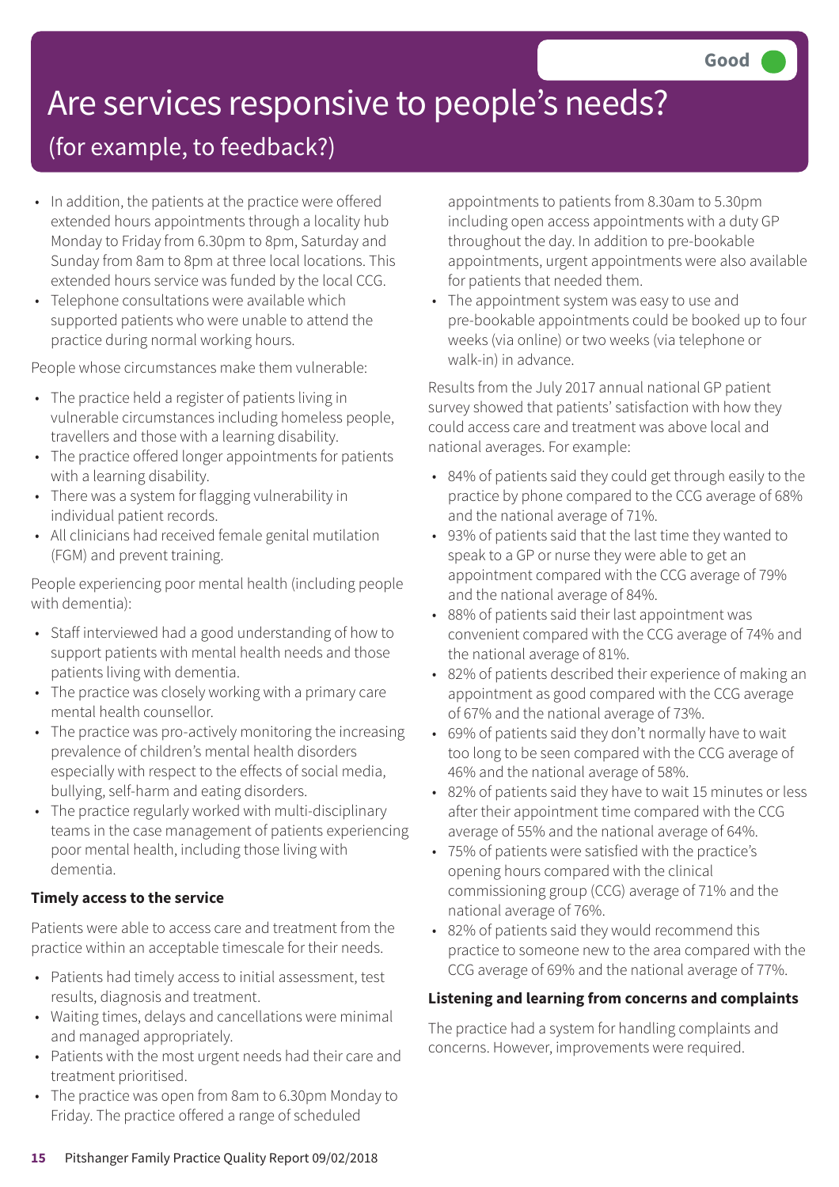Good

# Are services responsive to people's needs?

## (for example, to feedback?)

- In addition, the patients at the practice were offered extended hours appointments through a locality hub Monday to Friday from 6.30pm to 8pm, Saturday and Sunday from 8am to 8pm at three local locations. This extended hours service was funded by the local CCG.
- Telephone consultations were available which supported patients who were unable to attend the practice during normal working hours.

People whose circumstances make them vulnerable:

- The practice held a register of patients living in vulnerable circumstances including homeless people, travellers and those with a learning disability.
- The practice offered longer appointments for patients with a learning disability.
- There was a system for flagging vulnerability in individual patient records.
- All clinicians had received female genital mutilation (FGM) and prevent training.

People experiencing poor mental health (including people with dementia):

- Staff interviewed had a good understanding of how to support patients with mental health needs and those patients living with dementia.
- The practice was closely working with a primary care mental health counsellor.
- The practice was pro-actively monitoring the increasing prevalence of children's mental health disorders especially with respect to the effects of social media, bullying, self-harm and eating disorders.
- The practice regularly worked with multi-disciplinary teams in the case management of patients experiencing poor mental health, including those living with dementia.

**Timely access to the service**

Patients were able to access care and treatment from the practice within an acceptable timescale for their needs.

- Patients had timely access to initial assessment, test results, diagnosis and treatment.
- Waiting times, delays and cancellations were minimal and managed appropriately.
- Patients with the most urgent needs had their care and treatment prioritised.
- The practice was open from 8am to 6.30pm Monday to Friday. The practice offered a range of scheduled appointments to patients from 8.30am to 5.30pm including open access appointments with a duty GP throughout the day. In addition to pre-bookable appointments, urgent appointments were also available for patients that needed them.
- The appointment system was easy to use and pre-bookable appointments could be booked up to four weeks (via online) or two weeks (via telephone or walk-in) in advance.

Results from the July 2017 annual national GP patient survey showed that patients' satisfaction with how they could access care and treatment was above local and national averages. For example:

- 84% of patients said they could get through easily to the practice by phone compared to the CCG average of 68% and the national average of 71%.
- 93% of patients said that the last time they wanted to speak to a GP or nurse they were able to get an appointment compared with the CCG average of 79% and the national average of 84%.
- 88% of patients said their last appointment was convenient compared with the CCG average of 74% and the national average of 81%.
- 82% of patients described their experience of making an appointment as good compared with the CCG average of 67% and the national average of 73%.
- 69% of patients said they don't normally have to wait too long to be seen compared with the CCG average of 46% and the national average of 58%.
- 82% of patients said they have to wait 15 minutes or less after their appointment time compared with the CCG average of 55% and the national average of 64%.
- 75% of patients were satisfied with the practice's opening hours compared with the clinical commissioning group (CCG) average of 71% and the national average of 76%.
- 82% of patients said they would recommend this practice to someone new to the area compared with the CCG average of 69% and the national average of 77%.

**Listening and learning from concerns and complaints**

The practice had a system for handling complaints and concerns. However, improvements were required.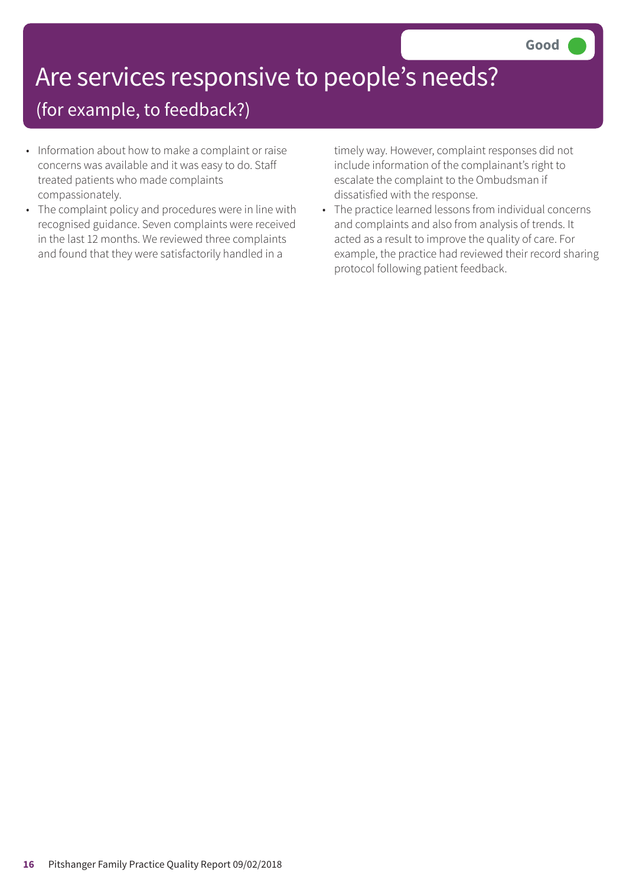# Are services responsive to people's needs?

## (for example, to feedback?)

**Good**

- Information about how to make a complaint or raise concerns was available and it was easy to do. Staff treated patients who made complaints compassionately.
- The complaint policy and procedures were in line with recognised guidance. Seven complaints were received in the last 12 months. We reviewed three complaints and found that they were satisfactorily handled in a timely way. However, complaint responses did not include information of the complainant's right to escalate the complaint to the Ombudsman if dissatisfied with the response.
- The practice learned lessons from individual concerns and complaints and also from analysis of trends. It acted as a result to improve the quality of care. For example, the practice had reviewed their record sharing protocol following patient feedback.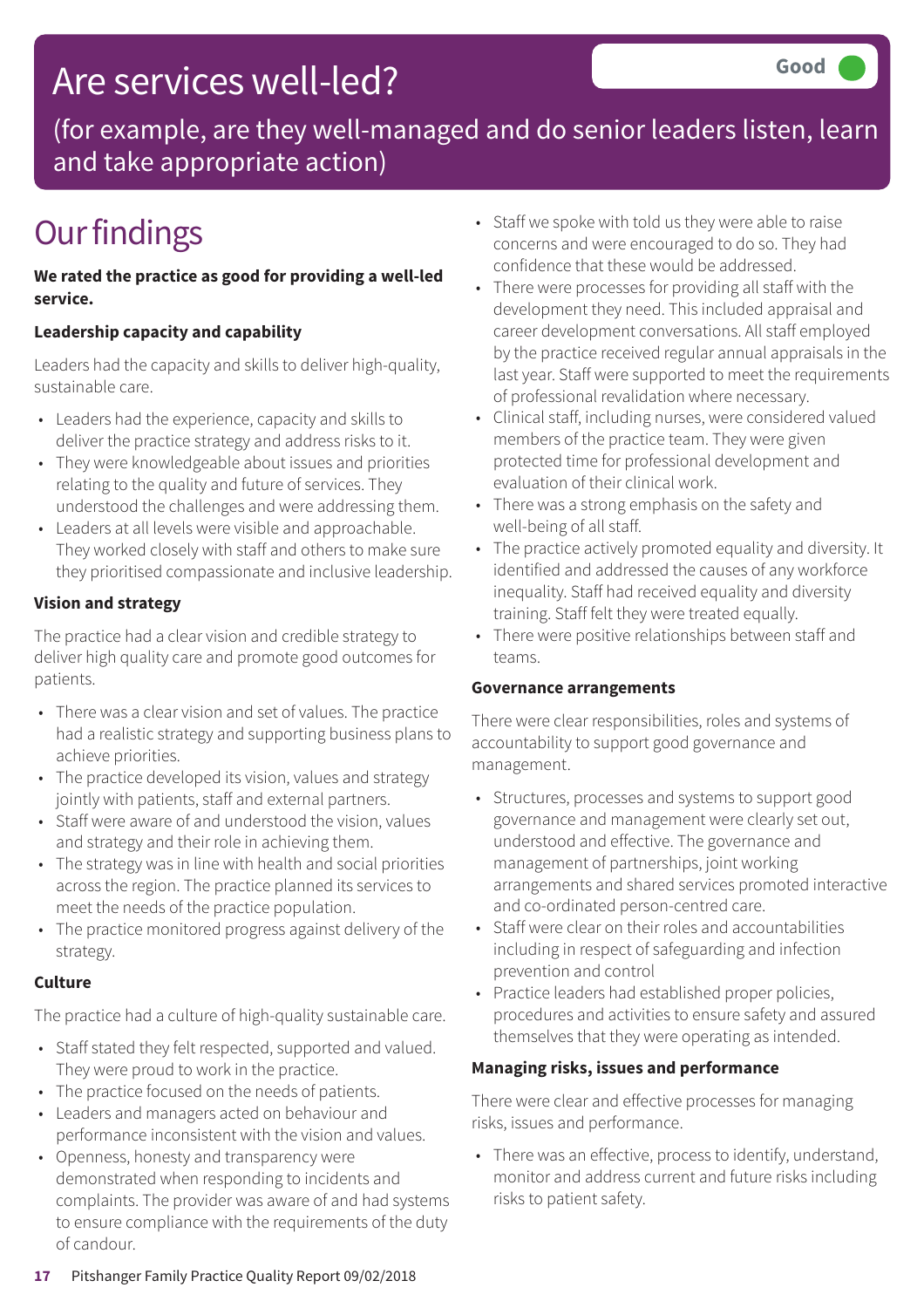# Are services well-led?

Good

(for example, are they well-managed and do senior leaders listen, learn and take appropriate action)

## Our findings

**We rated the practice as good for providing a well-led service.**

**Leadership capacity and capability**

Leaders had the capacity and skills to deliver high-quality, sustainable care.

- Leaders had the experience, capacity and skills to deliver the practice strategy and address risks to it.
- They were knowledgeable about issues and priorities relating to the quality and future of services. They understood the challenges and were addressing them.
- Leaders at all levels were visible and approachable. They worked closely with staff and others to make sure they prioritised compassionate and inclusive leadership.

**Vision and strategy**

The practice had a clear vision and credible strategy to deliver high quality care and promote good outcomes for patients.

- There was a clear vision and set of values. The practice had a realistic strategy and supporting business plans to achieve priorities.
- The practice developed its vision, values and strategy jointly with patients, staff and external partners.
- Staff were aware of and understood the vision, values and strategy and their role in achieving them.
- The strategy was in line with health and social priorities across the region. The practice planned its services to meet the needs of the practice population.
- The practice monitored progress against delivery of the strategy.

**Culture**

The practice had a culture of high-quality sustainable care.

- Staff stated they felt respected, supported and valued. They were proud to work in the practice.
- The practice focused on the needs of patients.
- Leaders and managers acted on behaviour and performance inconsistent with the vision and values.
- Openness, honesty and transparency were demonstrated when responding to incidents and complaints. The provider was aware of and had systems to ensure compliance with the requirements of the duty of candour.
- Staff we spoke with told us they were able to raise concerns and were encouraged to do so. They had confidence that these would be addressed.
- There were processes for providing all staff with the development they need. This included appraisal and career development conversations. All staff employed by the practice received regular annual appraisals in the last year. Staff were supported to meet the requirements of professional revalidation where necessary.
- Clinical staff, including nurses, were considered valued members of the practice team. They were given protected time for professional development and evaluation of their clinical work.
- There was a strong emphasis on the safety and well-being of all staff.
- The practice actively promoted equality and diversity. It identified and addressed the causes of any workforce inequality. Staff had received equality and diversity training. Staff felt they were treated equally.
- There were positive relationships between staff and teams.

**Governance arrangements**

There were clear responsibilities, roles and systems of accountability to support good governance and management.

- Structures, processes and systems to support good governance and management were clearly set out, understood and effective. The governance and management of partnerships, joint working arrangements and shared services promoted interactive and co-ordinated person-centred care.
- Staff were clear on their roles and accountabilities including in respect of safeguarding and infection prevention and control
- Practice leaders had established proper policies, procedures and activities to ensure safety and assured themselves that they were operating as intended.

**Managing risks, issues and performance**

There were clear and effective processes for managing risks, issues and performance.

- There was an effective, process to identify, understand, monitor and address current and future risks including risks to patient safety.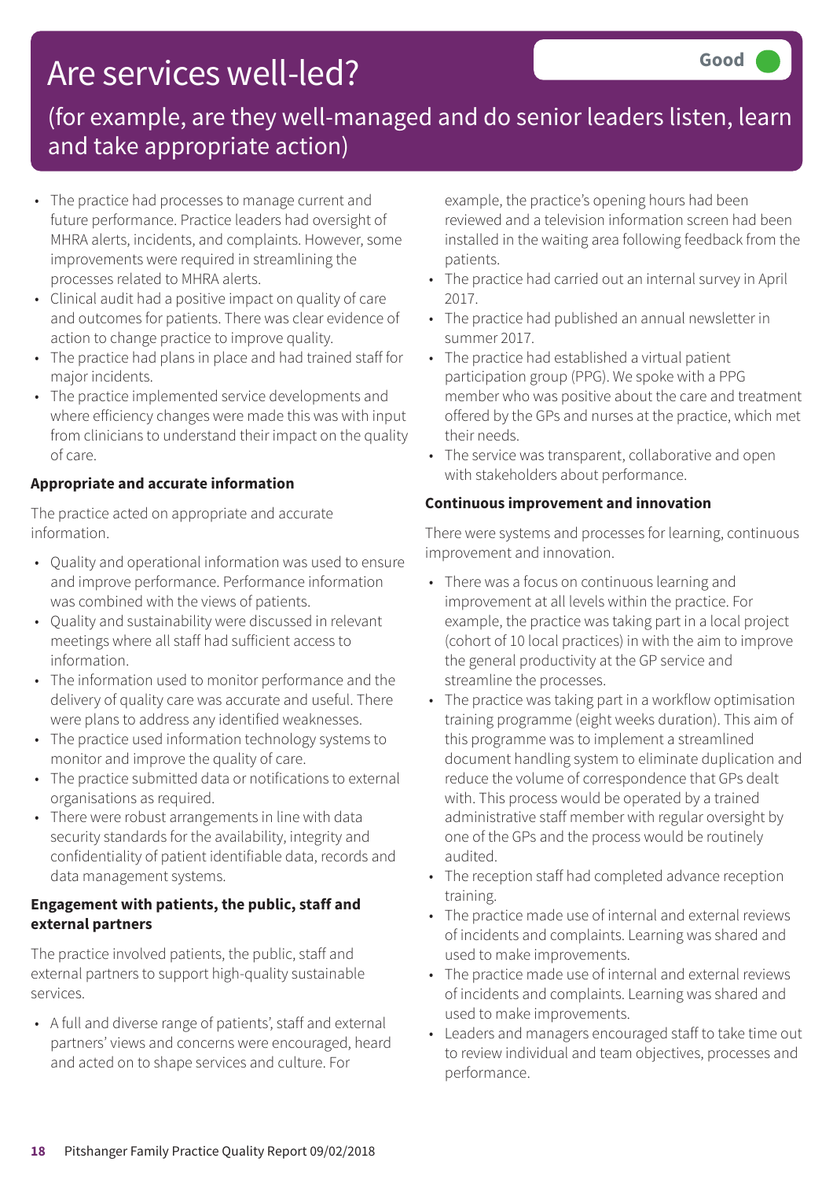# Are services well-led?

Good

## (for example, are they well-managed and do senior leaders listen, learn and take appropriate action)

- The practice had processes to manage current and future performance. Practice leaders had oversight of MHRA alerts, incidents, and complaints. However, some improvements were required in streamlining the processes related to MHRA alerts.
- Clinical audit had a positive impact on quality of care and outcomes for patients. There was clear evidence of action to change practice to improve quality.
- The practice had plans in place and had trained staff for major incidents.
- The practice implemented service developments and where efficiency changes were made this was with input from clinicians to understand their impact on the quality of care.

**Appropriate and accurate information**

The practice acted on appropriate and accurate information.

- Quality and operational information was used to ensure and improve performance. Performance information was combined with the views of patients.
- Quality and sustainability were discussed in relevant meetings where all staff had sufficient access to information.
- The information used to monitor performance and the delivery of quality care was accurate and useful. There were plans to address any identified weaknesses.
- The practice used information technology systems to monitor and improve the quality of care.
- The practice submitted data or notifications to external organisations as required.
- There were robust arrangements in line with data security standards for the availability, integrity and confidentiality of patient identifiable data, records and data management systems.

**Engagement with patients, the public, staff and external partners**

The practice involved patients, the public, staff and external partners to support high-quality sustainable services.

- A full and diverse range of patients', staff and external partners' views and concerns were encouraged, heard and acted on to shape services and culture. For example, the practice's opening hours had been reviewed and a television information screen had been installed in the waiting area following feedback from the patients.
- The practice had carried out an internal survey in April 2017.
- The practice had published an annual newsletter in summer 2017.
- The practice had established a virtual patient participation group (PPG). We spoke with a PPG member who was positive about the care and treatment offered by the GPs and nurses at the practice, which met their needs.
- The service was transparent, collaborative and open with stakeholders about performance.

**Continuous improvement and innovation**

There were systems and processes for learning, continuous improvement and innovation.

- There was a focus on continuous learning and improvement at all levels within the practice. For example, the practice was taking part in a local project (cohort of 10 local practices) in with the aim to improve the general productivity at the GP service and streamline the processes.
- The practice was taking part in a workflow optimisation training programme (eight weeks duration). This aim of this programme was to implement a streamlined document handling system to eliminate duplication and reduce the volume of correspondence that GPs dealt with. This process would be operated by a trained administrative staff member with regular oversight by one of the GPs and the process would be routinely audited.
- The reception staff had completed advance reception training.
- The practice made use of internal and external reviews of incidents and complaints. Learning was shared and used to make improvements.
- The practice made use of internal and external reviews of incidents and complaints. Learning was shared and used to make improvements.
- Leaders and managers encouraged staff to take time out to review individual and team objectives, processes and performance.